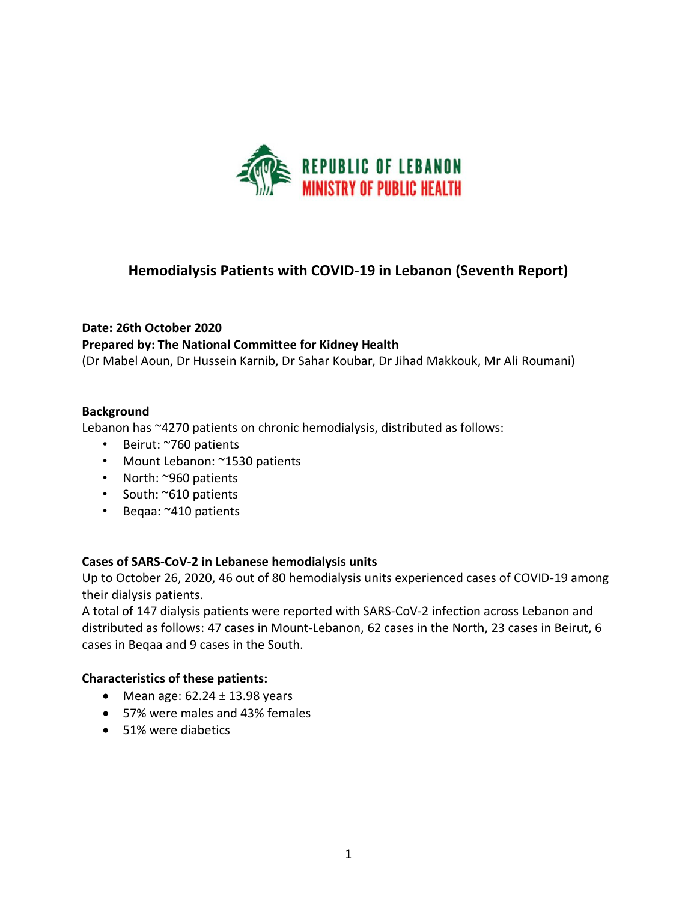REPUBLIC OF LEBANON
MINISTRY OF PUBLIC HEALTH

# Hemodialysis Patients with COVID-19 in Lebanon (Seventh Report)

**Date: 26th October 2020**
**Prepared by: The National Committee for Kidney Health**
(Dr Mabel Aoun, Dr Hussein Karnib, Dr Sahar Koubar, Dr Jihad Makkouk, Mr Ali Roumani)

## Background

Lebanon has ~4270 patients on chronic hemodialysis, distributed as follows:

- Beirut: ~760 patients
- Mount Lebanon: ~1530 patients
- North: ~960 patients
- South: ~610 patients
- Beqaa: ~410 patients

## Cases of SARS-CoV-2 in Lebanese hemodialysis units

Up to October 26, 2020, 46 out of 80 hemodialysis units experienced cases of COVID-19 among their dialysis patients.

A total of 147 dialysis patients were reported with SARS-CoV-2 infection across Lebanon and distributed as follows: 47 cases in Mount-Lebanon, 62 cases in the North, 23 cases in Beirut, 6 cases in Beqaa and 9 cases in the South.

## Characteristics of these patients:

- Mean age: 62.24 ± 13.98 years
- 57% were males and 43% females
- 51% were diabetics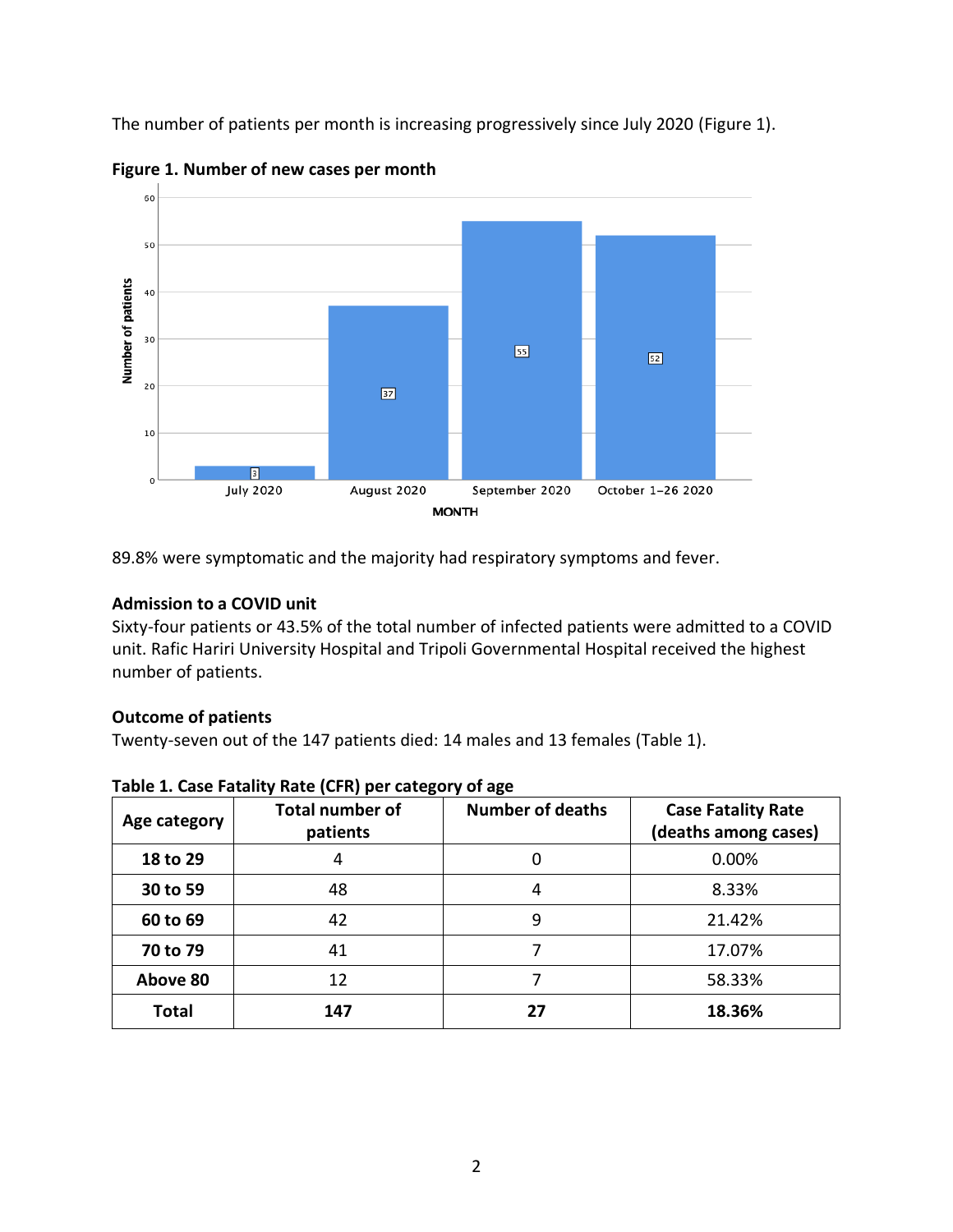The number of patients per month is increasing progressively since July 2020 (Figure 1).

**Figure 1. Number of new cases per month**

Number of patients

60
50
40
30
20
10
0

3
37
55
52

July 2020
August 2020
September 2020
October 1–26 2020

MONTH

89.8% were symptomatic and the majority had respiratory symptoms and fever.

**Admission to a COVID unit**

Sixty-four patients or 43.5% of the total number of infected patients were admitted to a COVID unit. Rafic Hariri University Hospital and Tripoli Governmental Hospital received the highest number of patients.

**Outcome of patients**

Twenty-seven out of the 147 patients died: 14 males and 13 females (Table 1).

**Table 1. Case Fatality Rate (CFR) per category of age**

| Age category | Total number of patients | Number of deaths | Case Fatality Rate (deaths among cases) |
|---|---|---|---|
| **18 to 29** | 4 | 0 | 0.00% |
| **30 to 59** | 48 | 4 | 8.33% |
| **60 to 69** | 42 | 9 | 21.42% |
| **70 to 79** | 41 | 7 | 17.07% |
| **Above 80** | 12 | 7 | 58.33% |
| **Total** | **147** | **27** | **18.36%** |